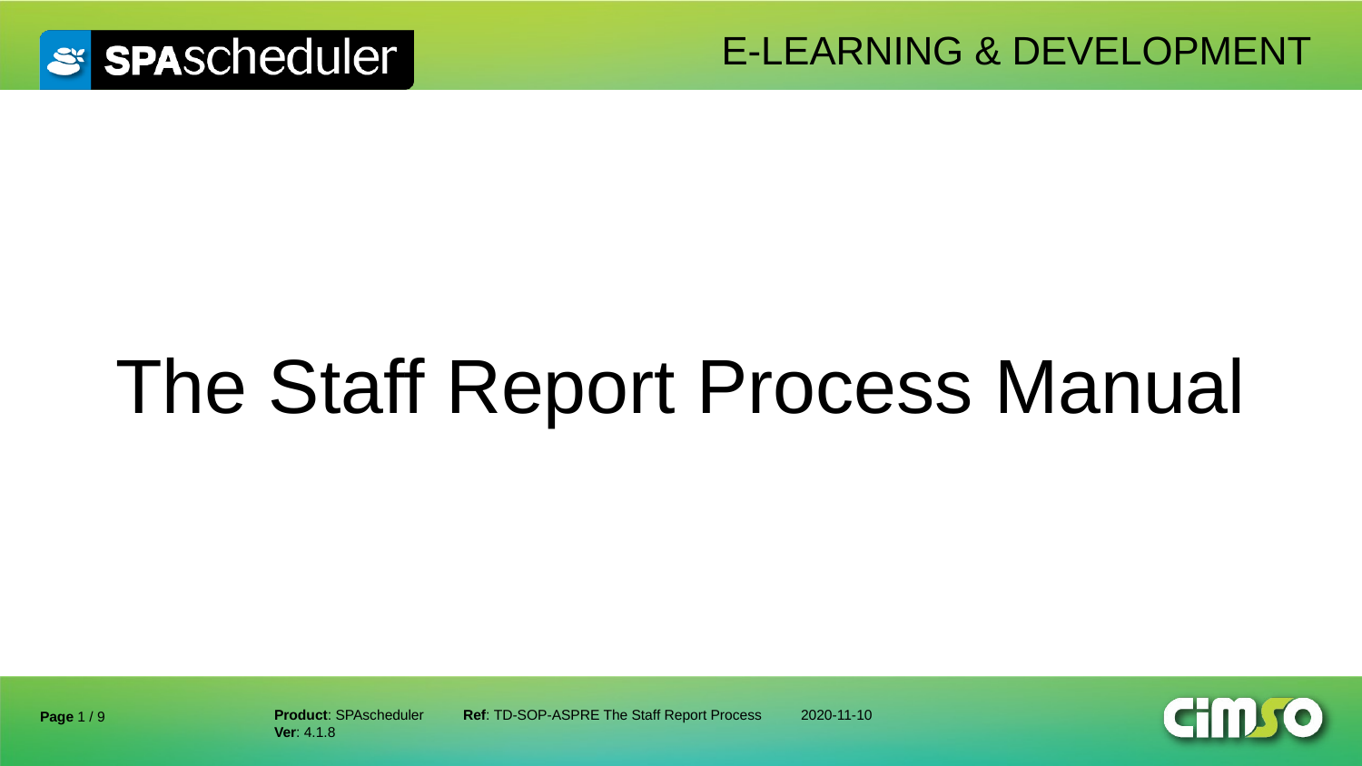# The Staff Report Process Manual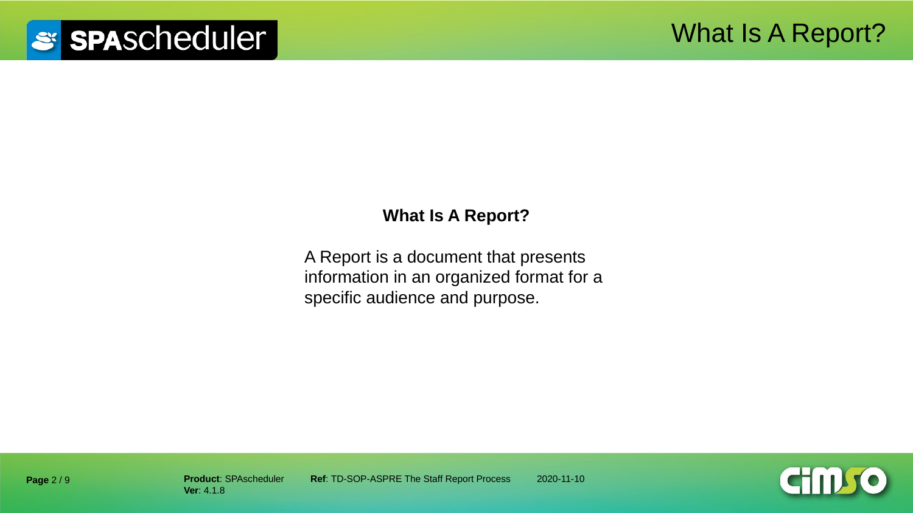# What Is A Report?

**What Is A Report?**

A Report is a document that presents information in an organized format for a specific audience and purpose.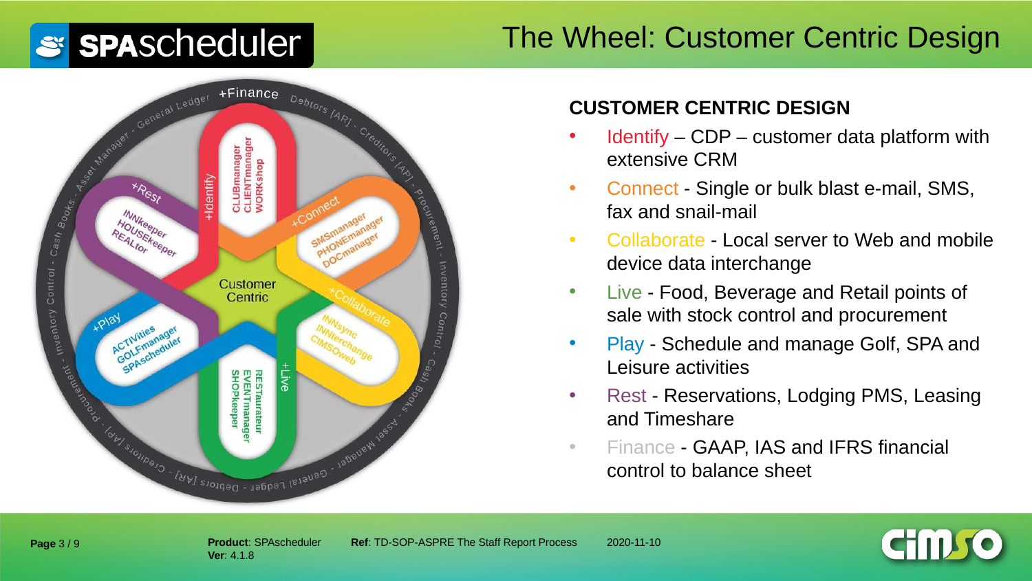# The Wheel: Customer Centric Design

Customer Centric

+Identify: CLUBmanager, CLIENTmanager, WORKshop

+Connect: SMSmanager, PHONEmanager, DOCmanager

+Collaborate: INNsync, INNterchange, CiMSOweb

+Live: RESTaurateur, EVENTmanager, SHOPkeeper

+Play: ACTIVities, GOLFmanager, SPAscheduler

+Rest: INNkeeper, HOUSEkeeper, REALtor

+Finance: General Ledger - Debtors [AR] - Creditors [AP] - Procurement - Inventory Control - Cash Books - Asset Manager

## CUSTOMER CENTRIC DESIGN

- Identify – CDP – customer data platform with extensive CRM
- Connect - Single or bulk blast e-mail, SMS, fax and snail-mail
- Collaborate - Local server to Web and mobile device data interchange
- Live - Food, Beverage and Retail points of sale with stock control and procurement
- Play - Schedule and manage Golf, SPA and Leisure activities
- Rest - Reservations, Lodging PMS, Leasing and Timeshare
- Finance - GAAP, IAS and IFRS financial control to balance sheet

**Product**: SPAscheduler
**Ver**: 4.1.8
**Ref**: TD-SOP-ASPRE The Staff Report Process
2020-11-10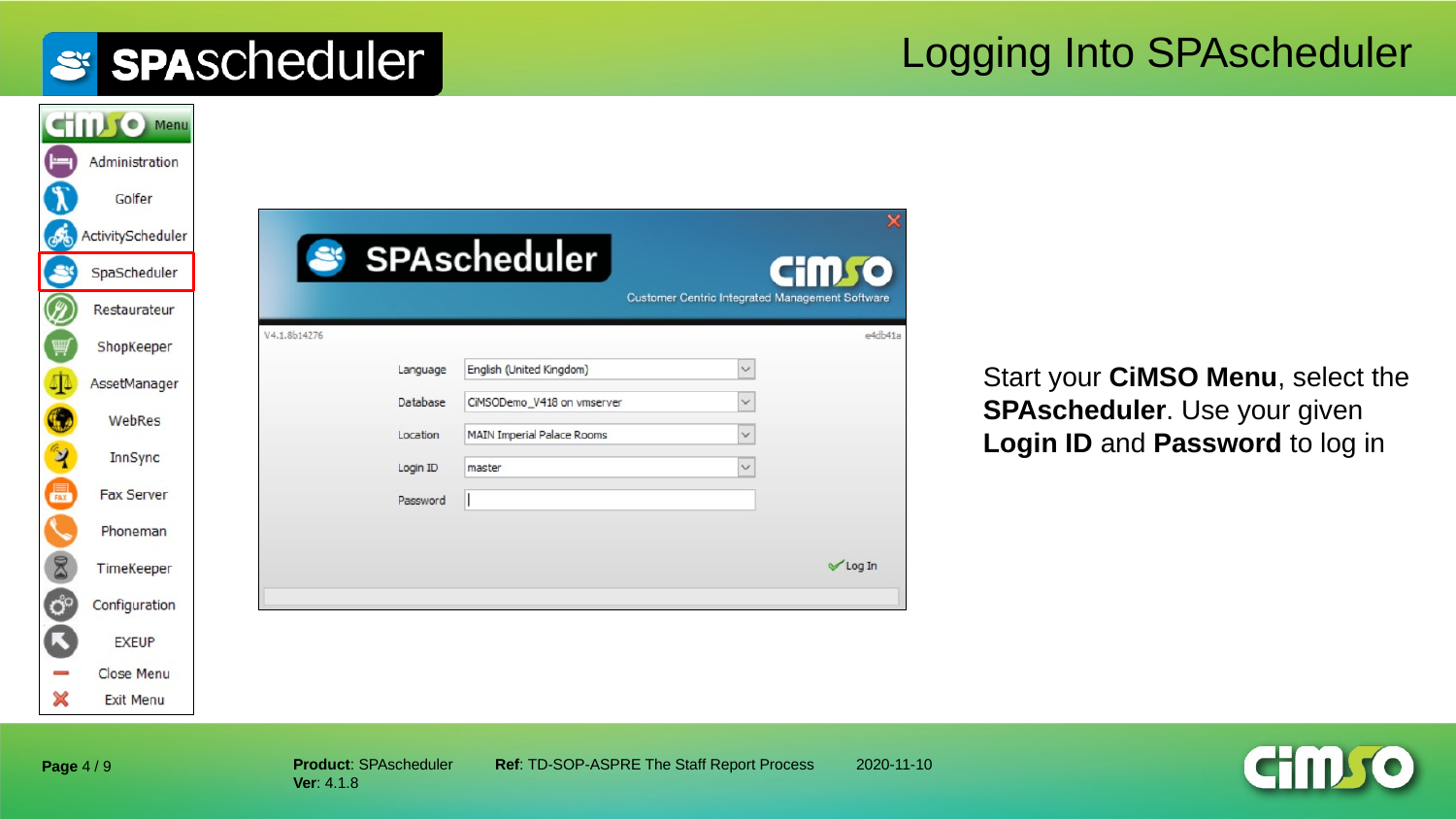# Logging Into SPAscheduler

Menu
- Administration
- Golfer
- ActivityScheduler
- SpaScheduler
- Restaurateur
- ShopKeeper
- AssetManager
- WebRes
- InnSync
- Fax Server
- Phoneman
- TimeKeeper
- Configuration
- EXEUP
- Close Menu
- Exit Menu

SPAscheduler

Customer Centric Integrated Management Software

V4.1.8b14276 e4db41a

| | |
|---|---|
| Language | English (United Kingdom) |
| Database | CiMSODemo_V418 on vmserver |
| Location | MAIN Imperial Palace Rooms |
| Login ID | master |
| Password | |

Log In

Start your **CiMSO Menu**, select the **SPAscheduler**. Use your given **Login ID** and **Password** to log in

**Product**: SPAscheduler
**Ver**: 4.1.8

**Ref**: TD-SOP-ASPRE The Staff Report Process

2020-11-10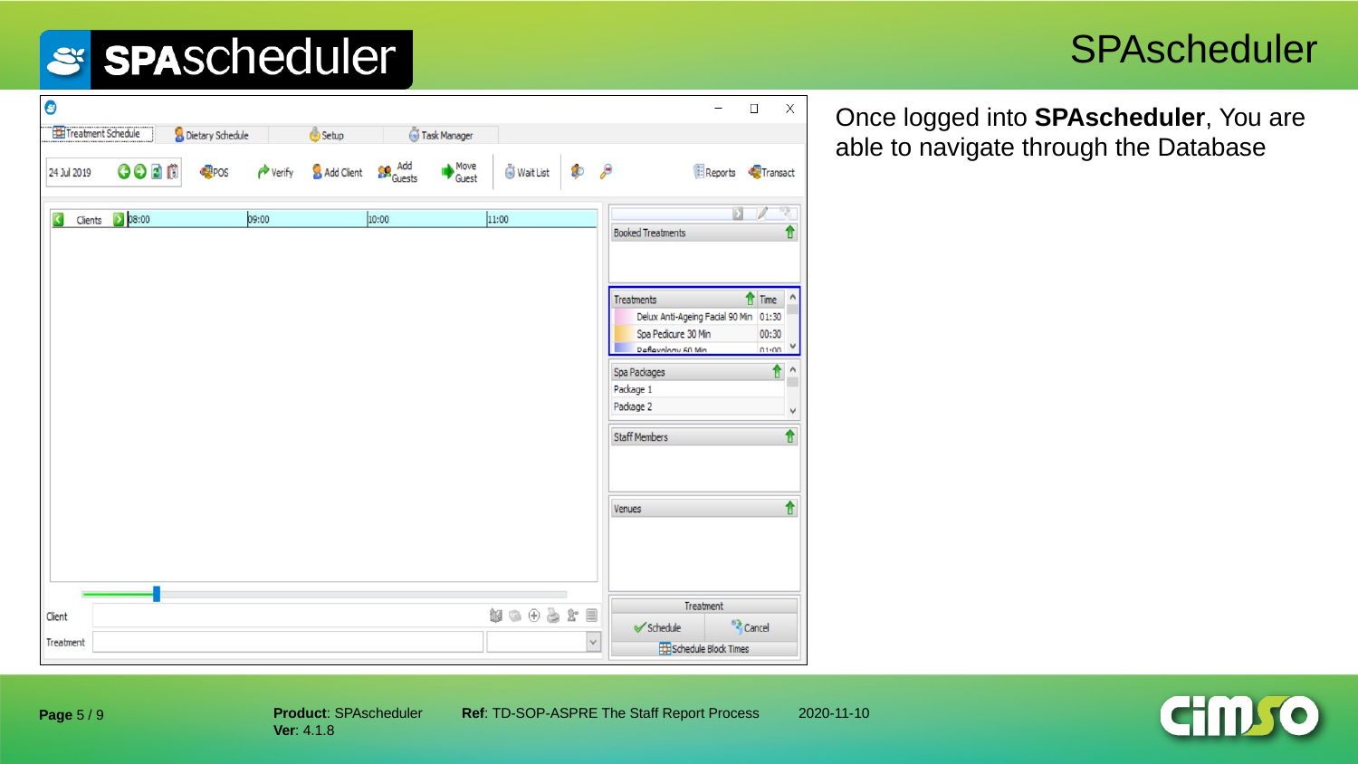# SPAscheduler

Once logged into **SPAscheduler**, You are able to navigate through the Database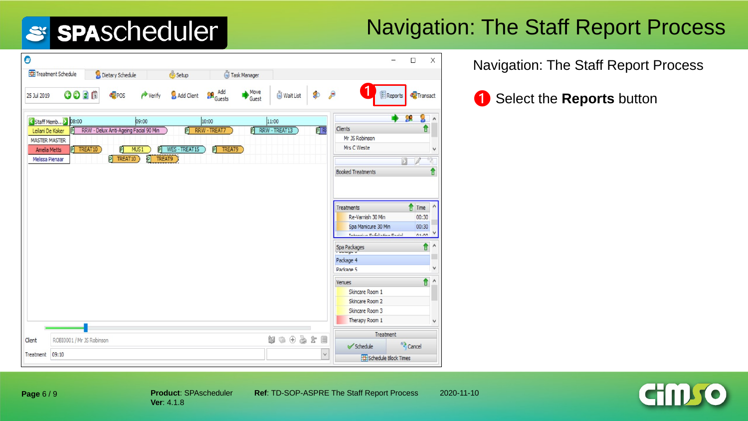# Navigation: The Staff Report Process

Navigation: The Staff Report Process

1 Select the **Reports** button

**Page** 6 / 9

**Product**: SPAscheduler
**Ver**: 4.1.8

**Ref**: TD-SOP-ASPRE The Staff Report Process

2020-11-10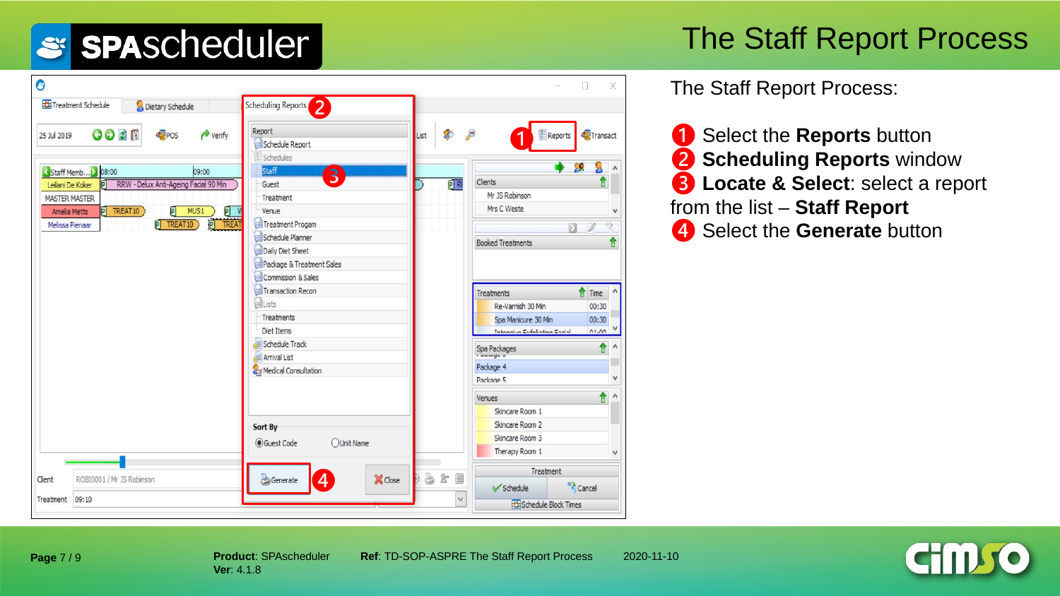# The Staff Report Process

The Staff Report Process:

1. Select the **Reports** button
2. **Scheduling Reports** window
3. **Locate & Select**: select a report from the list – **Staff Report**
4. Select the **Generate** button

**Page** 7 / 9

**Product**: SPAscheduler
**Ver**: 4.1.8

**Ref**: TD-SOP-ASPRE The Staff Report Process

2020-11-10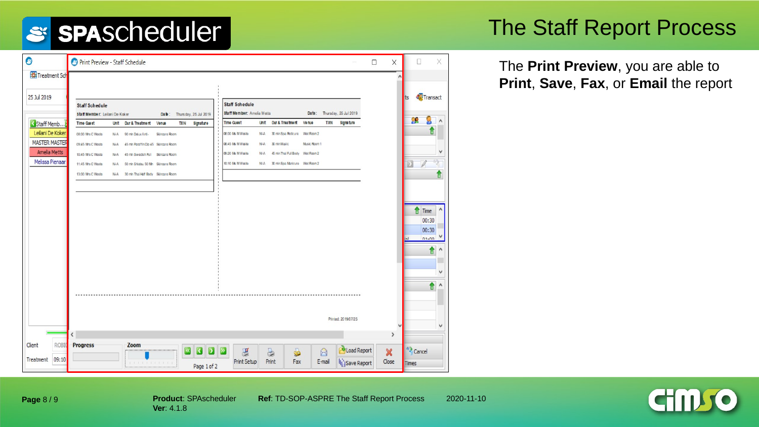# The Staff Report Process

The **Print Preview**, you are able to **Print**, **Save**, **Fax**, or **Email** the report

**Product**: SPAscheduler
**Ver**: 4.1.8

**Ref**: TD-SOP-ASPRE The Staff Report Process

2020-11-10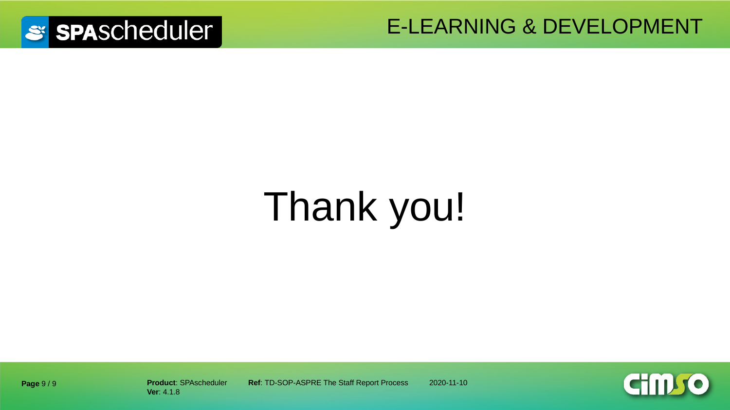# Thank you!